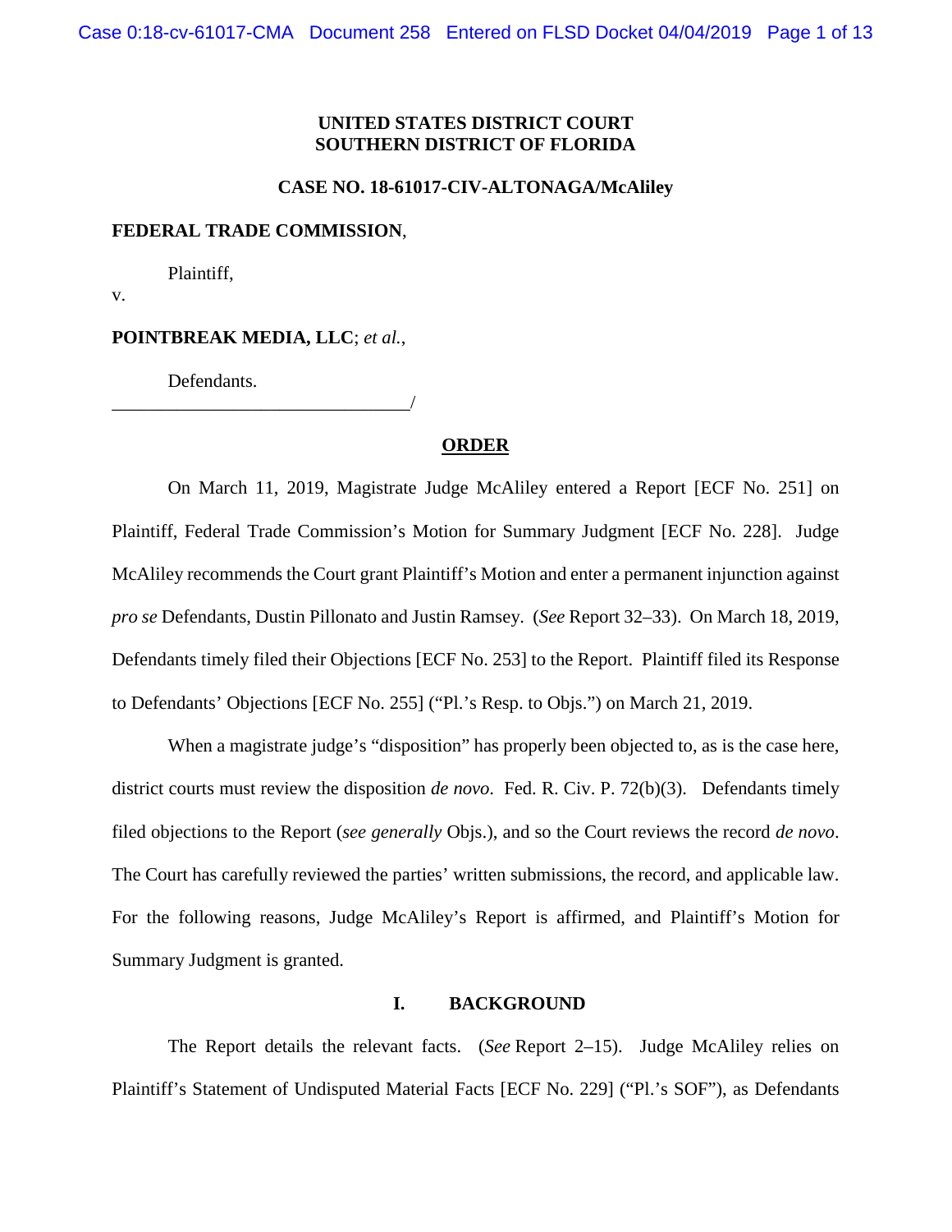**UNITED STATES DISTRICT COURT**
**SOUTHERN DISTRICT OF FLORIDA**

**CASE NO. 18-61017-CIV-ALTONAGA/McAliley**

**FEDERAL TRADE COMMISSION**,

Plaintiff,

v.

**POINTBREAK MEDIA, LLC**; *et al.*,

Defendants.
________________________________/

**ORDER**

On March 11, 2019, Magistrate Judge McAliley entered a Report [ECF No. 251] on Plaintiff, Federal Trade Commission's Motion for Summary Judgment [ECF No. 228]. Judge McAliley recommends the Court grant Plaintiff's Motion and enter a permanent injunction against *pro se* Defendants, Dustin Pillonato and Justin Ramsey. (*See* Report 32–33). On March 18, 2019, Defendants timely filed their Objections [ECF No. 253] to the Report. Plaintiff filed its Response to Defendants' Objections [ECF No. 255] ("Pl.'s Resp. to Objs.") on March 21, 2019.

When a magistrate judge's "disposition" has properly been objected to, as is the case here, district courts must review the disposition *de novo*. Fed. R. Civ. P. 72(b)(3). Defendants timely filed objections to the Report (*see generally* Objs.), and so the Court reviews the record *de novo*. The Court has carefully reviewed the parties' written submissions, the record, and applicable law. For the following reasons, Judge McAliley's Report is affirmed, and Plaintiff's Motion for Summary Judgment is granted.

## I. BACKGROUND

The Report details the relevant facts. (*See* Report 2–15). Judge McAliley relies on Plaintiff's Statement of Undisputed Material Facts [ECF No. 229] ("Pl.'s SOF"), as Defendants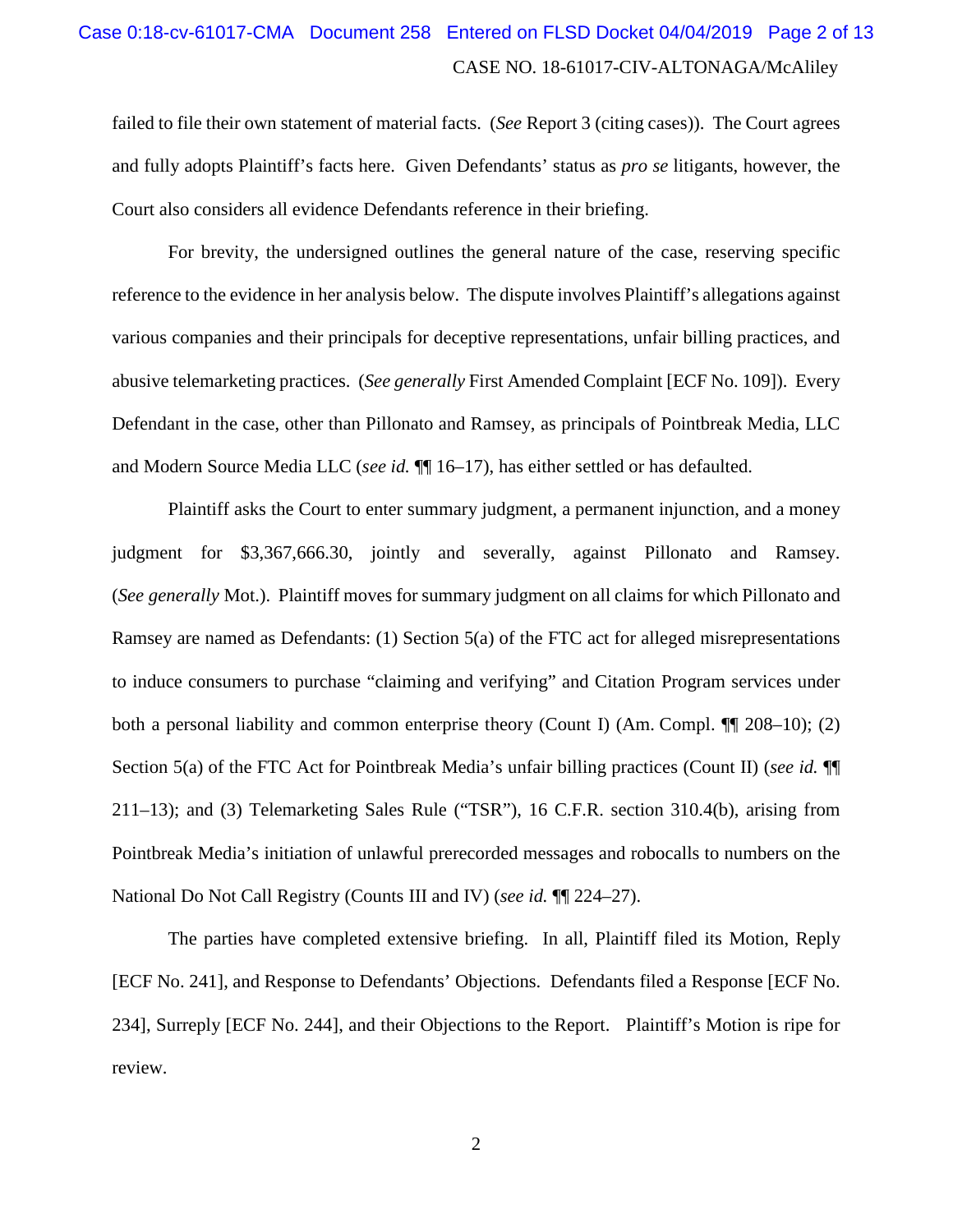failed to file their own statement of material facts. (*See* Report 3 (citing cases)). The Court agrees and fully adopts Plaintiff's facts here. Given Defendants' status as *pro se* litigants, however, the Court also considers all evidence Defendants reference in their briefing.

For brevity, the undersigned outlines the general nature of the case, reserving specific reference to the evidence in her analysis below. The dispute involves Plaintiff's allegations against various companies and their principals for deceptive representations, unfair billing practices, and abusive telemarketing practices. (*See generally* First Amended Complaint [ECF No. 109]). Every Defendant in the case, other than Pillonato and Ramsey, as principals of Pointbreak Media, LLC and Modern Source Media LLC (*see id.* ¶¶ 16–17), has either settled or has defaulted.

Plaintiff asks the Court to enter summary judgment, a permanent injunction, and a money judgment for $3,367,666.30, jointly and severally, against Pillonato and Ramsey. (*See generally* Mot.). Plaintiff moves for summary judgment on all claims for which Pillonato and Ramsey are named as Defendants: (1) Section 5(a) of the FTC act for alleged misrepresentations to induce consumers to purchase "claiming and verifying" and Citation Program services under both a personal liability and common enterprise theory (Count I) (Am. Compl. ¶¶ 208–10); (2) Section 5(a) of the FTC Act for Pointbreak Media's unfair billing practices (Count II) (*see id.* ¶¶ 211–13); and (3) Telemarketing Sales Rule ("TSR"), 16 C.F.R. section 310.4(b), arising from Pointbreak Media's initiation of unlawful prerecorded messages and robocalls to numbers on the National Do Not Call Registry (Counts III and IV) (*see id.* ¶¶ 224–27).

The parties have completed extensive briefing. In all, Plaintiff filed its Motion, Reply [ECF No. 241], and Response to Defendants' Objections. Defendants filed a Response [ECF No. 234], Surreply [ECF No. 244], and their Objections to the Report. Plaintiff's Motion is ripe for review.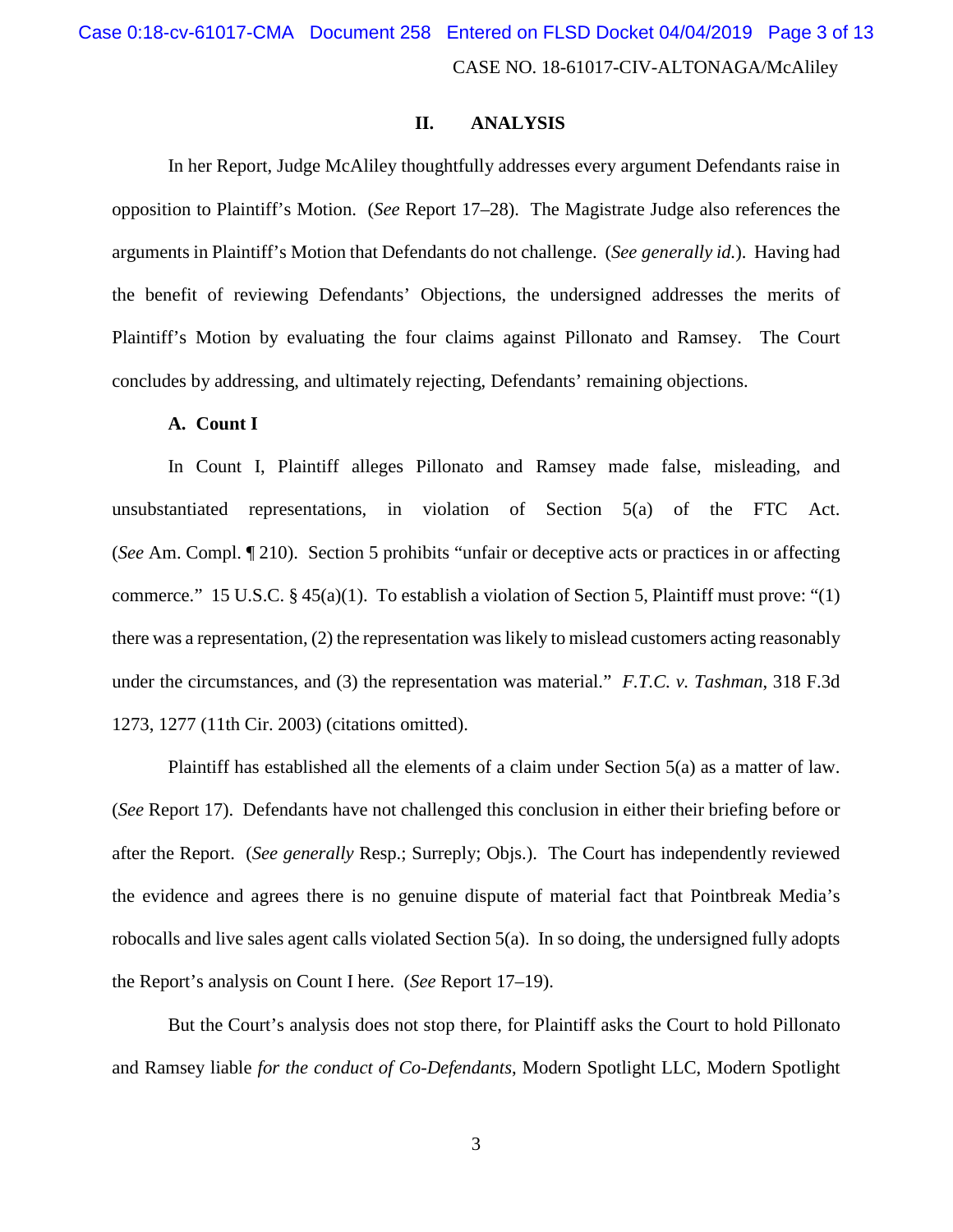## II. ANALYSIS

In her Report, Judge McAliley thoughtfully addresses every argument Defendants raise in opposition to Plaintiff's Motion. (*See* Report 17–28). The Magistrate Judge also references the arguments in Plaintiff's Motion that Defendants do not challenge. (*See generally id.*). Having had the benefit of reviewing Defendants' Objections, the undersigned addresses the merits of Plaintiff's Motion by evaluating the four claims against Pillonato and Ramsey. The Court concludes by addressing, and ultimately rejecting, Defendants' remaining objections.

### A. Count I

In Count I, Plaintiff alleges Pillonato and Ramsey made false, misleading, and unsubstantiated representations, in violation of Section 5(a) of the FTC Act. (*See* Am. Compl. ¶ 210). Section 5 prohibits "unfair or deceptive acts or practices in or affecting commerce." 15 U.S.C. § 45(a)(1). To establish a violation of Section 5, Plaintiff must prove: "(1) there was a representation, (2) the representation was likely to mislead customers acting reasonably under the circumstances, and (3) the representation was material." *F.T.C. v. Tashman*, 318 F.3d 1273, 1277 (11th Cir. 2003) (citations omitted).

Plaintiff has established all the elements of a claim under Section 5(a) as a matter of law. (*See* Report 17). Defendants have not challenged this conclusion in either their briefing before or after the Report. (*See generally* Resp.; Surreply; Objs.). The Court has independently reviewed the evidence and agrees there is no genuine dispute of material fact that Pointbreak Media's robocalls and live sales agent calls violated Section 5(a). In so doing, the undersigned fully adopts the Report's analysis on Count I here. (*See* Report 17–19).

But the Court's analysis does not stop there, for Plaintiff asks the Court to hold Pillonato and Ramsey liable *for the conduct of Co-Defendants*, Modern Spotlight LLC, Modern Spotlight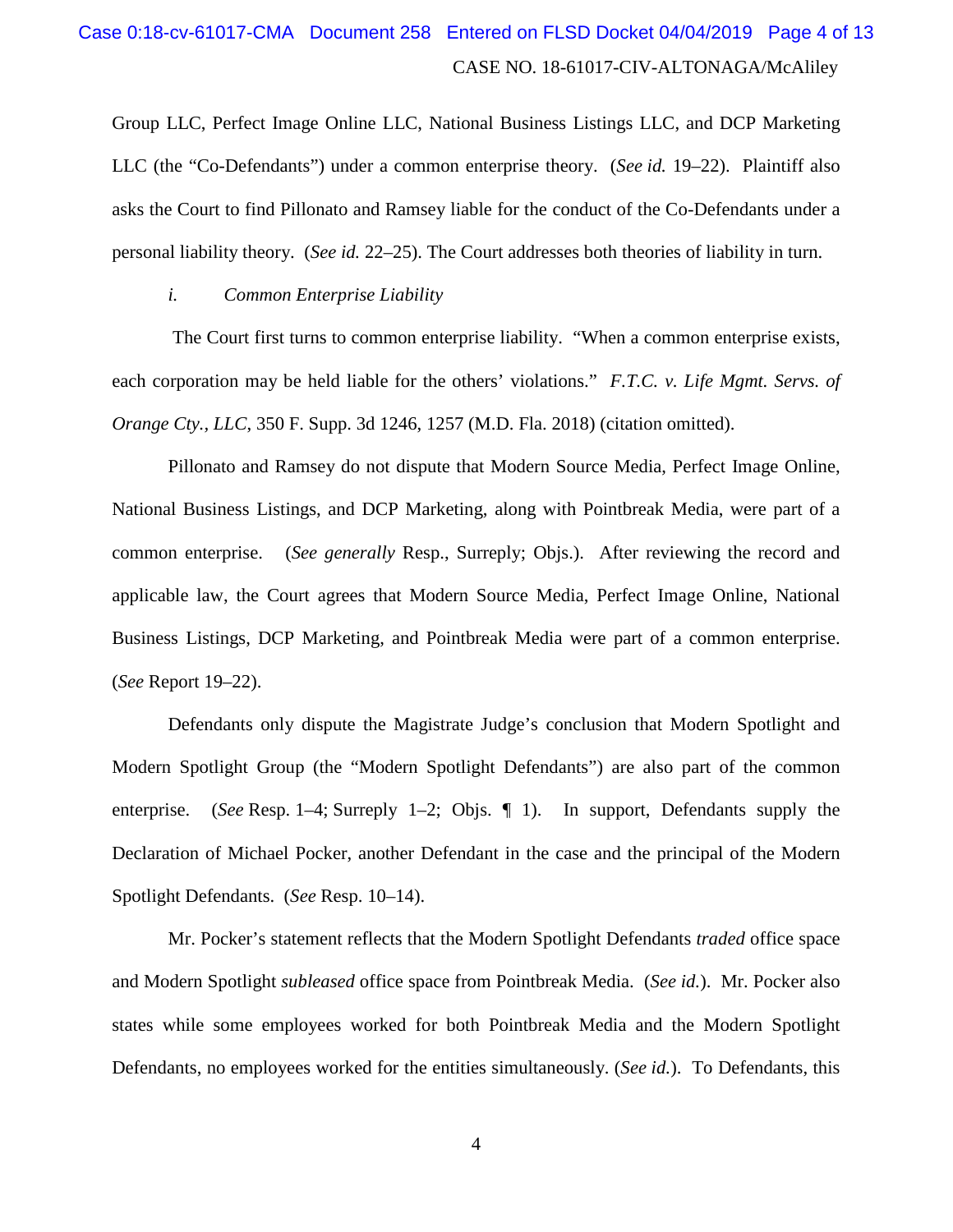Group LLC, Perfect Image Online LLC, National Business Listings LLC, and DCP Marketing LLC (the "Co-Defendants") under a common enterprise theory. (*See id.* 19–22). Plaintiff also asks the Court to find Pillonato and Ramsey liable for the conduct of the Co-Defendants under a personal liability theory. (*See id.* 22–25). The Court addresses both theories of liability in turn.

*i. Common Enterprise Liability*

The Court first turns to common enterprise liability. "When a common enterprise exists, each corporation may be held liable for the others' violations." *F.T.C. v. Life Mgmt. Servs. of Orange Cty., LLC*, 350 F. Supp. 3d 1246, 1257 (M.D. Fla. 2018) (citation omitted).

Pillonato and Ramsey do not dispute that Modern Source Media, Perfect Image Online, National Business Listings, and DCP Marketing, along with Pointbreak Media, were part of a common enterprise. (*See generally* Resp., Surreply; Objs.). After reviewing the record and applicable law, the Court agrees that Modern Source Media, Perfect Image Online, National Business Listings, DCP Marketing, and Pointbreak Media were part of a common enterprise. (*See* Report 19–22).

Defendants only dispute the Magistrate Judge's conclusion that Modern Spotlight and Modern Spotlight Group (the "Modern Spotlight Defendants") are also part of the common enterprise. (*See* Resp. 1–4; Surreply 1–2; Objs. ¶ 1). In support, Defendants supply the Declaration of Michael Pocker, another Defendant in the case and the principal of the Modern Spotlight Defendants. (*See* Resp. 10–14).

Mr. Pocker's statement reflects that the Modern Spotlight Defendants *traded* office space and Modern Spotlight *subleased* office space from Pointbreak Media. (*See id.*). Mr. Pocker also states while some employees worked for both Pointbreak Media and the Modern Spotlight Defendants, no employees worked for the entities simultaneously. (*See id.*). To Defendants, this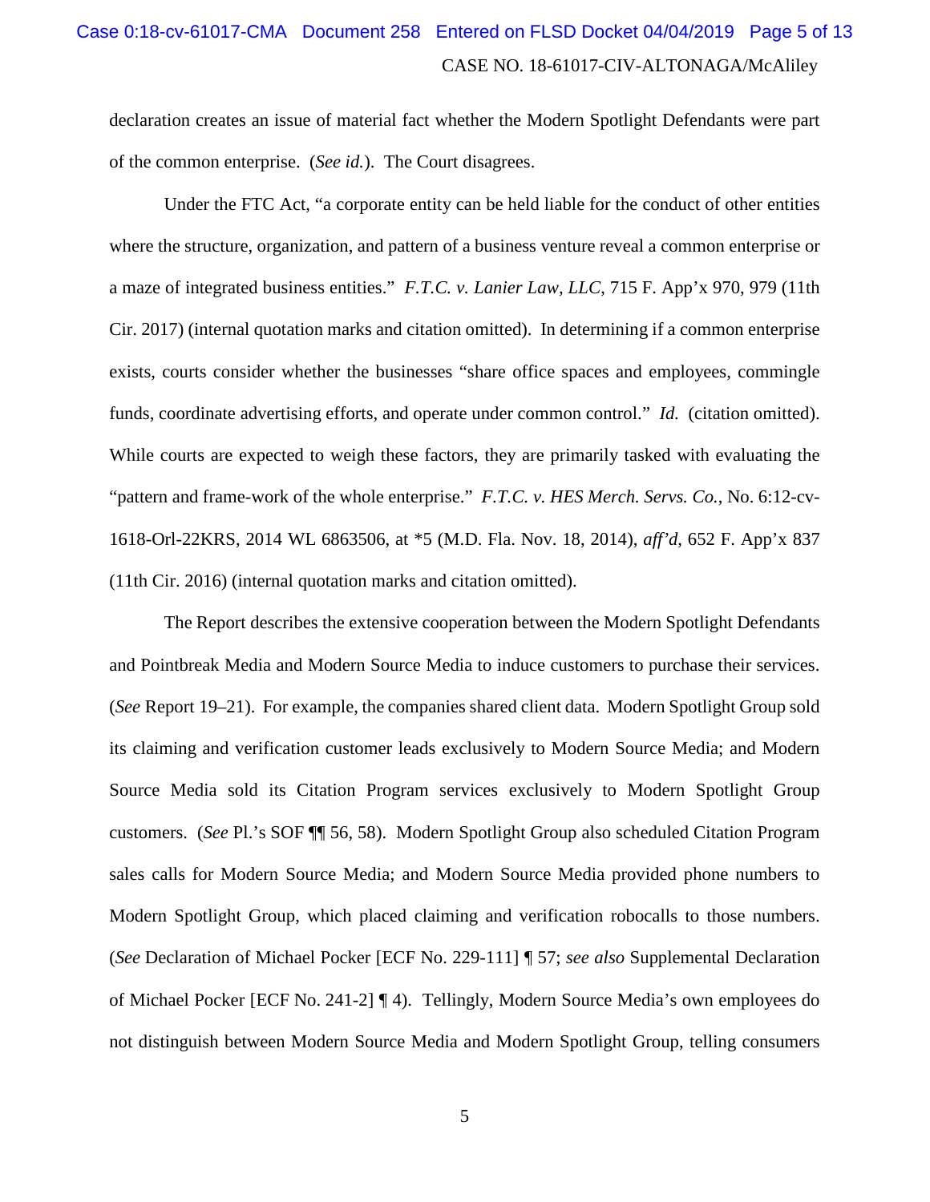declaration creates an issue of material fact whether the Modern Spotlight Defendants were part of the common enterprise. (*See id.*). The Court disagrees.

Under the FTC Act, "a corporate entity can be held liable for the conduct of other entities where the structure, organization, and pattern of a business venture reveal a common enterprise or a maze of integrated business entities." *F.T.C. v. Lanier Law, LLC*, 715 F. App'x 970, 979 (11th Cir. 2017) (internal quotation marks and citation omitted). In determining if a common enterprise exists, courts consider whether the businesses "share office spaces and employees, commingle funds, coordinate advertising efforts, and operate under common control." *Id.* (citation omitted). While courts are expected to weigh these factors, they are primarily tasked with evaluating the "pattern and frame-work of the whole enterprise." *F.T.C. v. HES Merch. Servs. Co.*, No. 6:12-cv-1618-Orl-22KRS, 2014 WL 6863506, at *5 (M.D. Fla. Nov. 18, 2014), *aff'd*, 652 F. App'x 837 (11th Cir. 2016) (internal quotation marks and citation omitted).

The Report describes the extensive cooperation between the Modern Spotlight Defendants and Pointbreak Media and Modern Source Media to induce customers to purchase their services. (*See* Report 19–21). For example, the companies shared client data. Modern Spotlight Group sold its claiming and verification customer leads exclusively to Modern Source Media; and Modern Source Media sold its Citation Program services exclusively to Modern Spotlight Group customers. (*See* Pl.'s SOF ¶¶ 56, 58). Modern Spotlight Group also scheduled Citation Program sales calls for Modern Source Media; and Modern Source Media provided phone numbers to Modern Spotlight Group, which placed claiming and verification robocalls to those numbers. (*See* Declaration of Michael Pocker [ECF No. 229-111] ¶ 57; *see also* Supplemental Declaration of Michael Pocker [ECF No. 241-2] ¶ 4). Tellingly, Modern Source Media's own employees do not distinguish between Modern Source Media and Modern Spotlight Group, telling consumers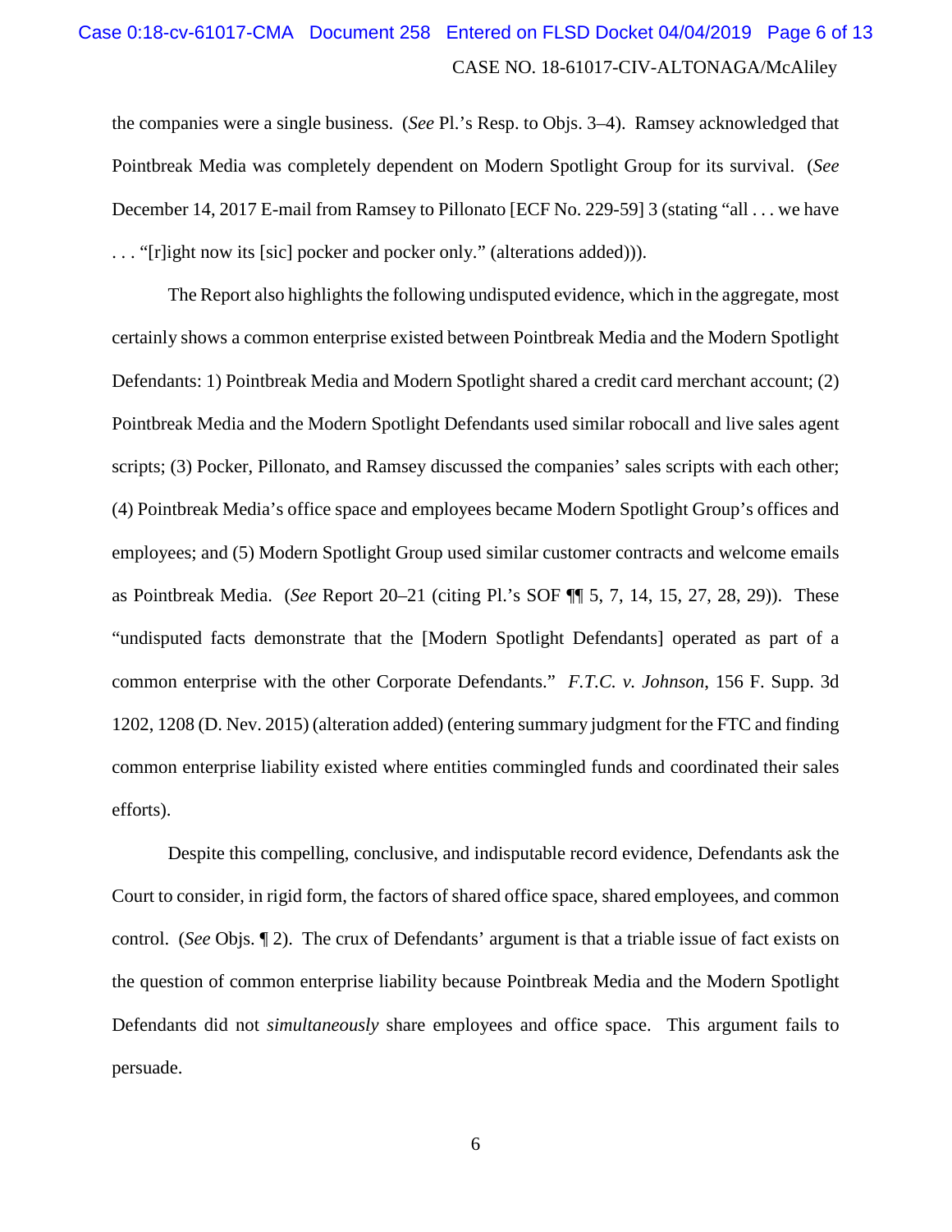the companies were a single business. (*See* Pl.'s Resp. to Objs. 3–4). Ramsey acknowledged that Pointbreak Media was completely dependent on Modern Spotlight Group for its survival. (*See* December 14, 2017 E-mail from Ramsey to Pillonato [ECF No. 229-59] 3 (stating "all . . . we have . . . "[r]ight now its [sic] pocker and pocker only." (alterations added))).

The Report also highlights the following undisputed evidence, which in the aggregate, most certainly shows a common enterprise existed between Pointbreak Media and the Modern Spotlight Defendants: 1) Pointbreak Media and Modern Spotlight shared a credit card merchant account; (2) Pointbreak Media and the Modern Spotlight Defendants used similar robocall and live sales agent scripts; (3) Pocker, Pillonato, and Ramsey discussed the companies' sales scripts with each other; (4) Pointbreak Media's office space and employees became Modern Spotlight Group's offices and employees; and (5) Modern Spotlight Group used similar customer contracts and welcome emails as Pointbreak Media. (*See* Report 20–21 (citing Pl.'s SOF ¶¶ 5, 7, 14, 15, 27, 28, 29)). These "undisputed facts demonstrate that the [Modern Spotlight Defendants] operated as part of a common enterprise with the other Corporate Defendants." *F.T.C. v. Johnson*, 156 F. Supp. 3d 1202, 1208 (D. Nev. 2015) (alteration added) (entering summary judgment for the FTC and finding common enterprise liability existed where entities commingled funds and coordinated their sales efforts).

Despite this compelling, conclusive, and indisputable record evidence, Defendants ask the Court to consider, in rigid form, the factors of shared office space, shared employees, and common control. (*See* Objs. ¶ 2). The crux of Defendants' argument is that a triable issue of fact exists on the question of common enterprise liability because Pointbreak Media and the Modern Spotlight Defendants did not *simultaneously* share employees and office space. This argument fails to persuade.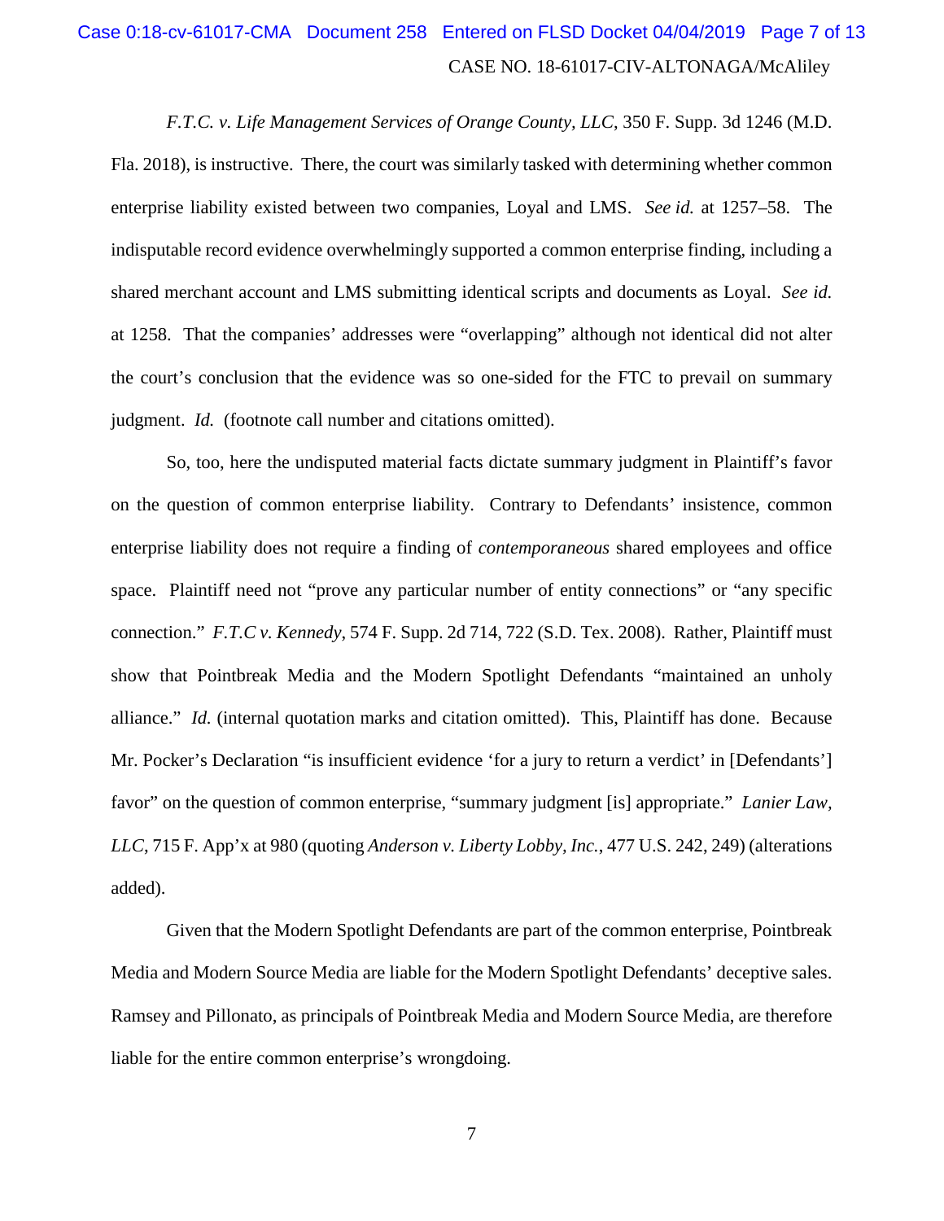*F.T.C. v. Life Management Services of Orange County, LLC*, 350 F. Supp. 3d 1246 (M.D. Fla. 2018), is instructive. There, the court was similarly tasked with determining whether common enterprise liability existed between two companies, Loyal and LMS. *See id.* at 1257–58. The indisputable record evidence overwhelmingly supported a common enterprise finding, including a shared merchant account and LMS submitting identical scripts and documents as Loyal. *See id.* at 1258. That the companies' addresses were "overlapping" although not identical did not alter the court's conclusion that the evidence was so one-sided for the FTC to prevail on summary judgment. *Id.* (footnote call number and citations omitted).

So, too, here the undisputed material facts dictate summary judgment in Plaintiff's favor on the question of common enterprise liability. Contrary to Defendants' insistence, common enterprise liability does not require a finding of *contemporaneous* shared employees and office space. Plaintiff need not "prove any particular number of entity connections" or "any specific connection." *F.T.C v. Kennedy*, 574 F. Supp. 2d 714, 722 (S.D. Tex. 2008). Rather, Plaintiff must show that Pointbreak Media and the Modern Spotlight Defendants "maintained an unholy alliance." *Id.* (internal quotation marks and citation omitted). This, Plaintiff has done. Because Mr. Pocker's Declaration "is insufficient evidence 'for a jury to return a verdict' in [Defendants'] favor" on the question of common enterprise, "summary judgment [is] appropriate." *Lanier Law, LLC*, 715 F. App'x at 980 (quoting *Anderson v. Liberty Lobby, Inc.*, 477 U.S. 242, 249) (alterations added).

Given that the Modern Spotlight Defendants are part of the common enterprise, Pointbreak Media and Modern Source Media are liable for the Modern Spotlight Defendants' deceptive sales. Ramsey and Pillonato, as principals of Pointbreak Media and Modern Source Media, are therefore liable for the entire common enterprise's wrongdoing.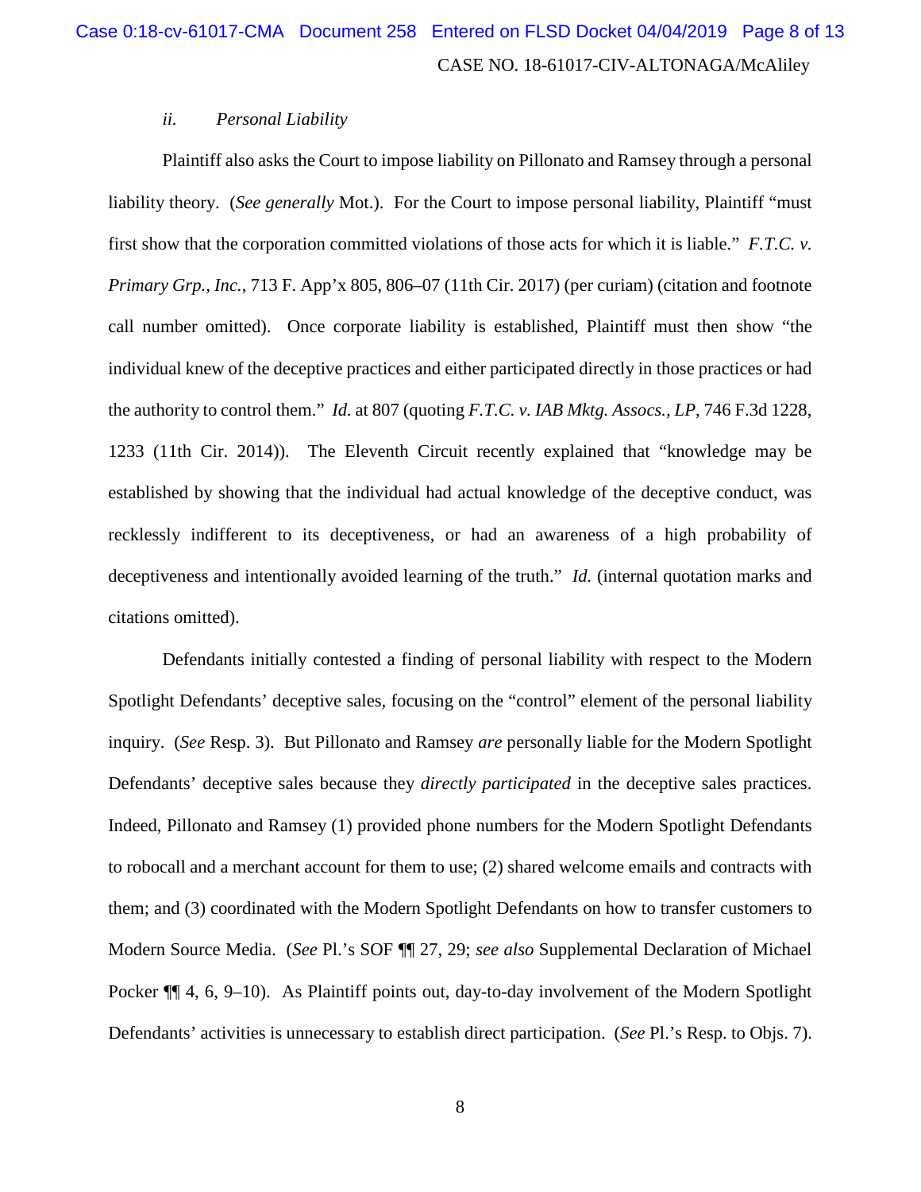*ii. Personal Liability*

Plaintiff also asks the Court to impose liability on Pillonato and Ramsey through a personal liability theory. (*See generally* Mot.). For the Court to impose personal liability, Plaintiff "must first show that the corporation committed violations of those acts for which it is liable." *F.T.C. v. Primary Grp., Inc.*, 713 F. App'x 805, 806–07 (11th Cir. 2017) (per curiam) (citation and footnote call number omitted). Once corporate liability is established, Plaintiff must then show "the individual knew of the deceptive practices and either participated directly in those practices or had the authority to control them." *Id.* at 807 (quoting *F.T.C. v. IAB Mktg. Assocs., LP*, 746 F.3d 1228, 1233 (11th Cir. 2014)). The Eleventh Circuit recently explained that "knowledge may be established by showing that the individual had actual knowledge of the deceptive conduct, was recklessly indifferent to its deceptiveness, or had an awareness of a high probability of deceptiveness and intentionally avoided learning of the truth." *Id.* (internal quotation marks and citations omitted).

Defendants initially contested a finding of personal liability with respect to the Modern Spotlight Defendants' deceptive sales, focusing on the "control" element of the personal liability inquiry. (*See* Resp. 3). But Pillonato and Ramsey *are* personally liable for the Modern Spotlight Defendants' deceptive sales because they *directly participated* in the deceptive sales practices. Indeed, Pillonato and Ramsey (1) provided phone numbers for the Modern Spotlight Defendants to robocall and a merchant account for them to use; (2) shared welcome emails and contracts with them; and (3) coordinated with the Modern Spotlight Defendants on how to transfer customers to Modern Source Media. (*See* Pl.'s SOF ¶¶ 27, 29; *see also* Supplemental Declaration of Michael Pocker ¶¶ 4, 6, 9–10). As Plaintiff points out, day-to-day involvement of the Modern Spotlight Defendants' activities is unnecessary to establish direct participation. (*See* Pl.'s Resp. to Objs. 7).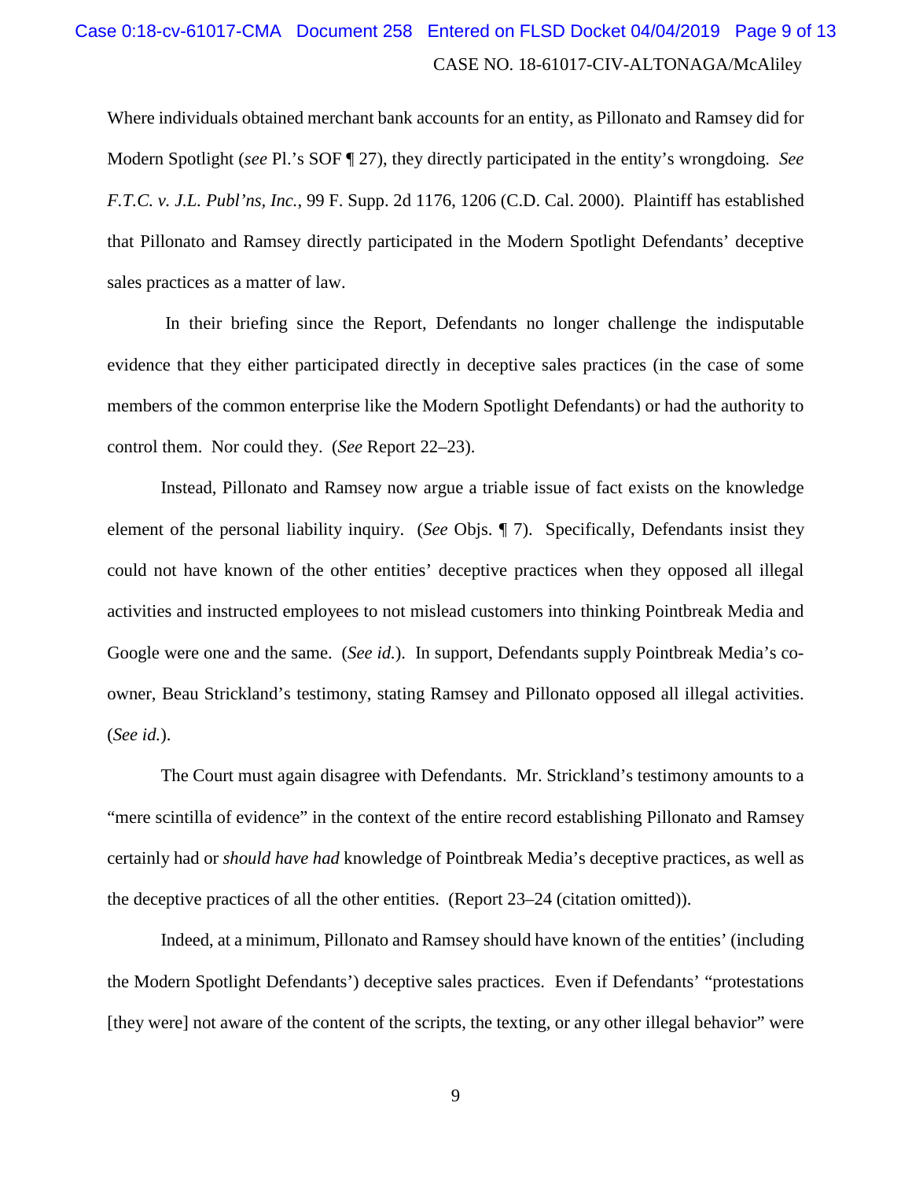Where individuals obtained merchant bank accounts for an entity, as Pillonato and Ramsey did for Modern Spotlight (*see* Pl.'s SOF ¶ 27), they directly participated in the entity's wrongdoing. *See F.T.C. v. J.L. Publ'ns, Inc.*, 99 F. Supp. 2d 1176, 1206 (C.D. Cal. 2000). Plaintiff has established that Pillonato and Ramsey directly participated in the Modern Spotlight Defendants' deceptive sales practices as a matter of law.

In their briefing since the Report, Defendants no longer challenge the indisputable evidence that they either participated directly in deceptive sales practices (in the case of some members of the common enterprise like the Modern Spotlight Defendants) or had the authority to control them. Nor could they. (*See* Report 22–23).

Instead, Pillonato and Ramsey now argue a triable issue of fact exists on the knowledge element of the personal liability inquiry. (*See* Objs. ¶ 7). Specifically, Defendants insist they could not have known of the other entities' deceptive practices when they opposed all illegal activities and instructed employees to not mislead customers into thinking Pointbreak Media and Google were one and the same. (*See id.*). In support, Defendants supply Pointbreak Media's co-owner, Beau Strickland's testimony, stating Ramsey and Pillonato opposed all illegal activities. (*See id.*).

The Court must again disagree with Defendants. Mr. Strickland's testimony amounts to a "mere scintilla of evidence" in the context of the entire record establishing Pillonato and Ramsey certainly had or *should have had* knowledge of Pointbreak Media's deceptive practices, as well as the deceptive practices of all the other entities. (Report 23–24 (citation omitted)).

Indeed, at a minimum, Pillonato and Ramsey should have known of the entities' (including the Modern Spotlight Defendants') deceptive sales practices. Even if Defendants' "protestations [they were] not aware of the content of the scripts, the texting, or any other illegal behavior" were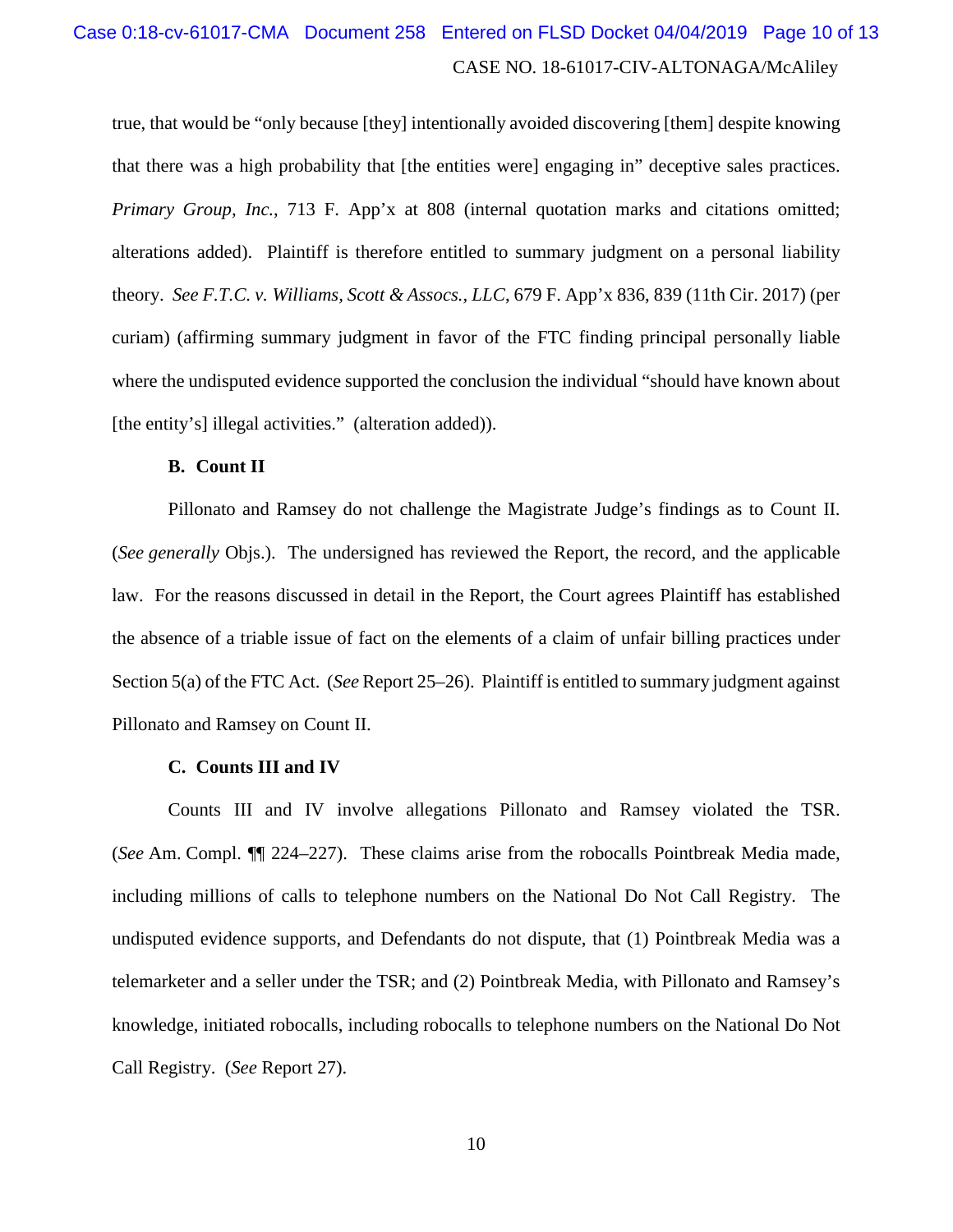true, that would be "only because [they] intentionally avoided discovering [them] despite knowing that there was a high probability that [the entities were] engaging in" deceptive sales practices. *Primary Group, Inc.*, 713 F. App'x at 808 (internal quotation marks and citations omitted; alterations added). Plaintiff is therefore entitled to summary judgment on a personal liability theory. *See F.T.C. v. Williams, Scott & Assocs., LLC*, 679 F. App'x 836, 839 (11th Cir. 2017) (per curiam) (affirming summary judgment in favor of the FTC finding principal personally liable where the undisputed evidence supported the conclusion the individual "should have known about [the entity's] illegal activities." (alteration added)).

**B. Count II**

Pillonato and Ramsey do not challenge the Magistrate Judge's findings as to Count II. (*See generally* Objs.). The undersigned has reviewed the Report, the record, and the applicable law. For the reasons discussed in detail in the Report, the Court agrees Plaintiff has established the absence of a triable issue of fact on the elements of a claim of unfair billing practices under Section 5(a) of the FTC Act. (*See* Report 25–26). Plaintiff is entitled to summary judgment against Pillonato and Ramsey on Count II.

**C. Counts III and IV**

Counts III and IV involve allegations Pillonato and Ramsey violated the TSR. (*See* Am. Compl. ¶¶ 224–227). These claims arise from the robocalls Pointbreak Media made, including millions of calls to telephone numbers on the National Do Not Call Registry. The undisputed evidence supports, and Defendants do not dispute, that (1) Pointbreak Media was a telemarketer and a seller under the TSR; and (2) Pointbreak Media, with Pillonato and Ramsey's knowledge, initiated robocalls, including robocalls to telephone numbers on the National Do Not Call Registry. (*See* Report 27).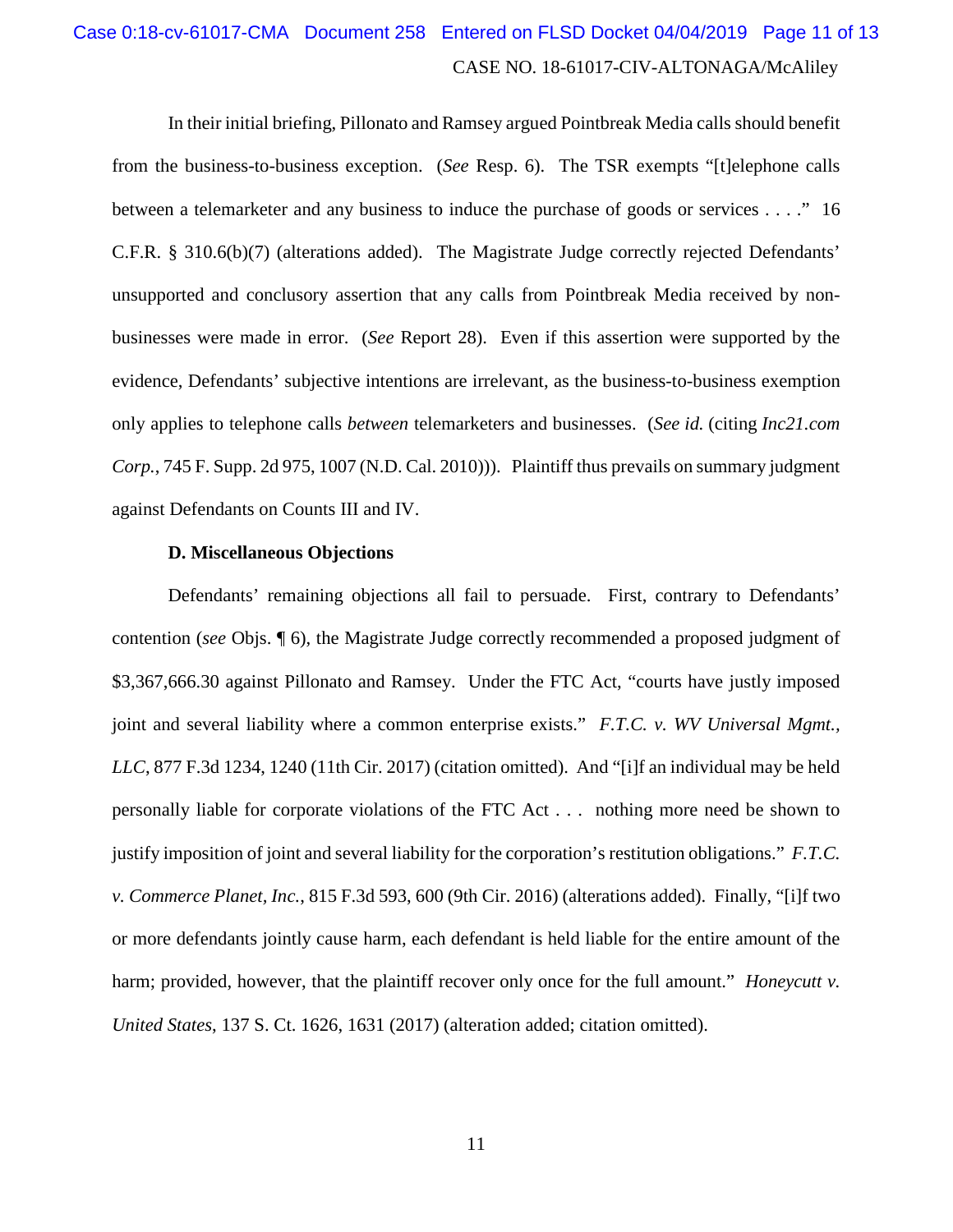In their initial briefing, Pillonato and Ramsey argued Pointbreak Media calls should benefit from the business-to-business exception. (*See* Resp. 6). The TSR exempts "[t]elephone calls between a telemarketer and any business to induce the purchase of goods or services . . . ." 16 C.F.R. § 310.6(b)(7) (alterations added). The Magistrate Judge correctly rejected Defendants' unsupported and conclusory assertion that any calls from Pointbreak Media received by non-businesses were made in error. (*See* Report 28). Even if this assertion were supported by the evidence, Defendants' subjective intentions are irrelevant, as the business-to-business exemption only applies to telephone calls *between* telemarketers and businesses. (*See id.* (citing *Inc21.com Corp.*, 745 F. Supp. 2d 975, 1007 (N.D. Cal. 2010))). Plaintiff thus prevails on summary judgment against Defendants on Counts III and IV.

**D. Miscellaneous Objections**

Defendants' remaining objections all fail to persuade. First, contrary to Defendants' contention (*see* Objs. ¶ 6), the Magistrate Judge correctly recommended a proposed judgment of $3,367,666.30 against Pillonato and Ramsey. Under the FTC Act, "courts have justly imposed joint and several liability where a common enterprise exists." *F.T.C. v. WV Universal Mgmt., LLC*, 877 F.3d 1234, 1240 (11th Cir. 2017) (citation omitted). And "[i]f an individual may be held personally liable for corporate violations of the FTC Act . . . nothing more need be shown to justify imposition of joint and several liability for the corporation's restitution obligations." *F.T.C. v. Commerce Planet, Inc.*, 815 F.3d 593, 600 (9th Cir. 2016) (alterations added). Finally, "[i]f two or more defendants jointly cause harm, each defendant is held liable for the entire amount of the harm; provided, however, that the plaintiff recover only once for the full amount." *Honeycutt v. United States*, 137 S. Ct. 1626, 1631 (2017) (alteration added; citation omitted).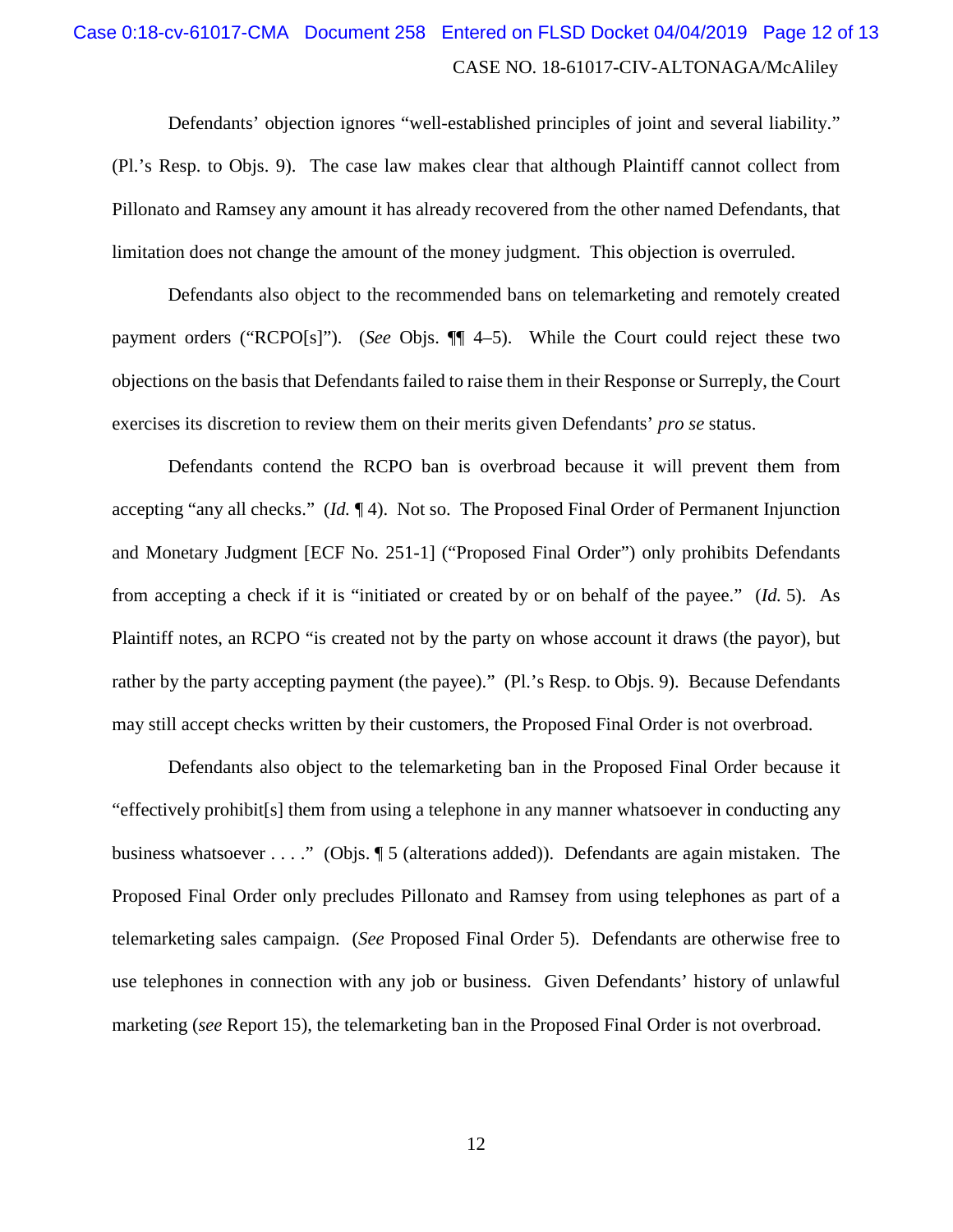Defendants' objection ignores "well-established principles of joint and several liability." (Pl.'s Resp. to Objs. 9). The case law makes clear that although Plaintiff cannot collect from Pillonato and Ramsey any amount it has already recovered from the other named Defendants, that limitation does not change the amount of the money judgment. This objection is overruled.

Defendants also object to the recommended bans on telemarketing and remotely created payment orders ("RCPO[s]"). (*See* Objs. ¶¶ 4–5). While the Court could reject these two objections on the basis that Defendants failed to raise them in their Response or Surreply, the Court exercises its discretion to review them on their merits given Defendants' *pro se* status.

Defendants contend the RCPO ban is overbroad because it will prevent them from accepting "any all checks." (*Id.* ¶ 4). Not so. The Proposed Final Order of Permanent Injunction and Monetary Judgment [ECF No. 251-1] ("Proposed Final Order") only prohibits Defendants from accepting a check if it is "initiated or created by or on behalf of the payee." (*Id.* 5). As Plaintiff notes, an RCPO "is created not by the party on whose account it draws (the payor), but rather by the party accepting payment (the payee)." (Pl.'s Resp. to Objs. 9). Because Defendants may still accept checks written by their customers, the Proposed Final Order is not overbroad.

Defendants also object to the telemarketing ban in the Proposed Final Order because it "effectively prohibit[s] them from using a telephone in any manner whatsoever in conducting any business whatsoever . . . ." (Objs. ¶ 5 (alterations added)). Defendants are again mistaken. The Proposed Final Order only precludes Pillonato and Ramsey from using telephones as part of a telemarketing sales campaign. (*See* Proposed Final Order 5). Defendants are otherwise free to use telephones in connection with any job or business. Given Defendants' history of unlawful marketing (*see* Report 15), the telemarketing ban in the Proposed Final Order is not overbroad.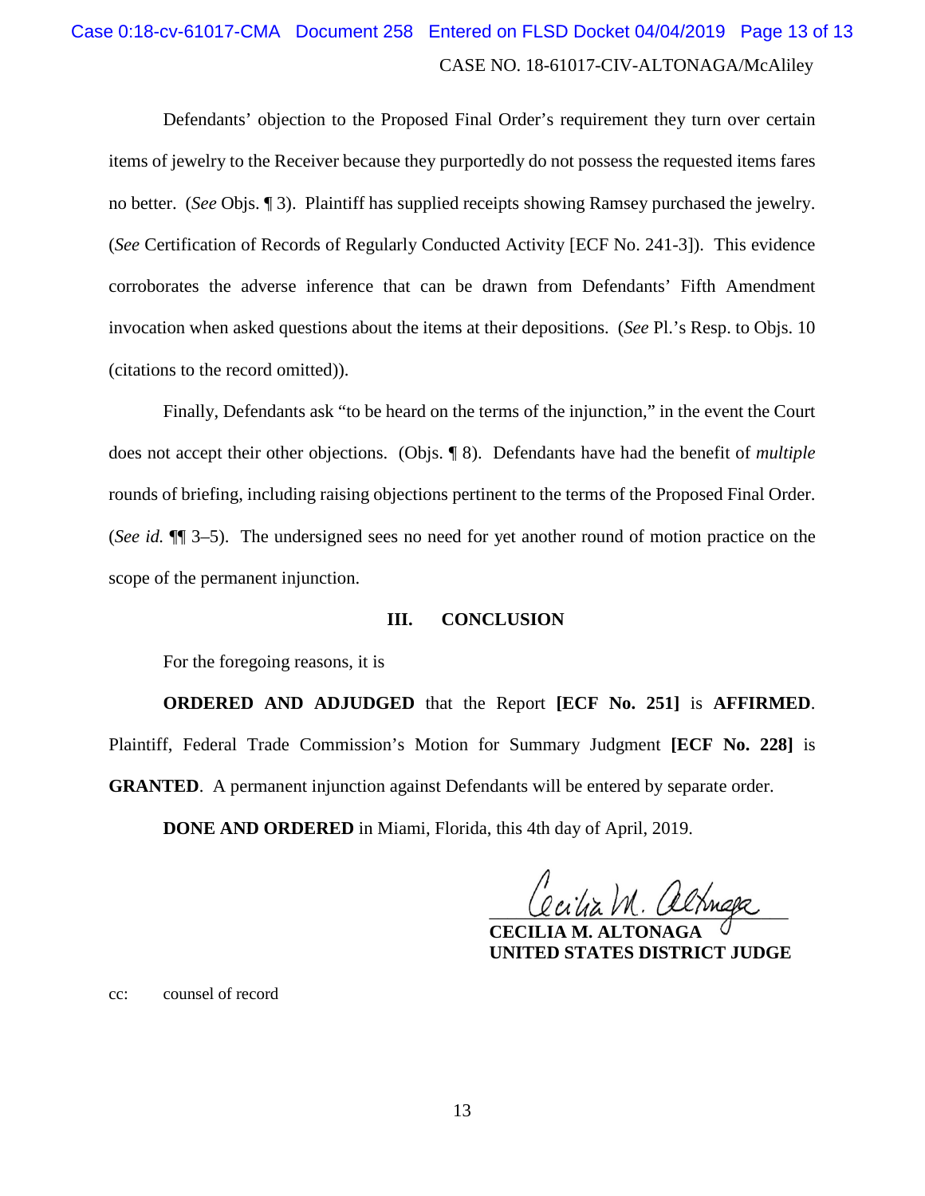Defendants' objection to the Proposed Final Order's requirement they turn over certain items of jewelry to the Receiver because they purportedly do not possess the requested items fares no better. (*See* Objs. ¶ 3). Plaintiff has supplied receipts showing Ramsey purchased the jewelry. (*See* Certification of Records of Regularly Conducted Activity [ECF No. 241-3]). This evidence corroborates the adverse inference that can be drawn from Defendants' Fifth Amendment invocation when asked questions about the items at their depositions. (*See* Pl.'s Resp. to Objs. 10 (citations to the record omitted)).

Finally, Defendants ask "to be heard on the terms of the injunction," in the event the Court does not accept their other objections. (Objs. ¶ 8). Defendants have had the benefit of *multiple* rounds of briefing, including raising objections pertinent to the terms of the Proposed Final Order. (*See id.* ¶¶ 3–5). The undersigned sees no need for yet another round of motion practice on the scope of the permanent injunction.

## III. CONCLUSION

For the foregoing reasons, it is

**ORDERED AND ADJUDGED** that the Report **[ECF No. 251]** is **AFFIRMED**. Plaintiff, Federal Trade Commission's Motion for Summary Judgment **[ECF No. 228]** is **GRANTED**. A permanent injunction against Defendants will be entered by separate order.

**DONE AND ORDERED** in Miami, Florida, this 4th day of April, 2019.

Cecilia M. Altonaga

**CECILIA M. ALTONAGA**
**UNITED STATES DISTRICT JUDGE**

cc: counsel of record